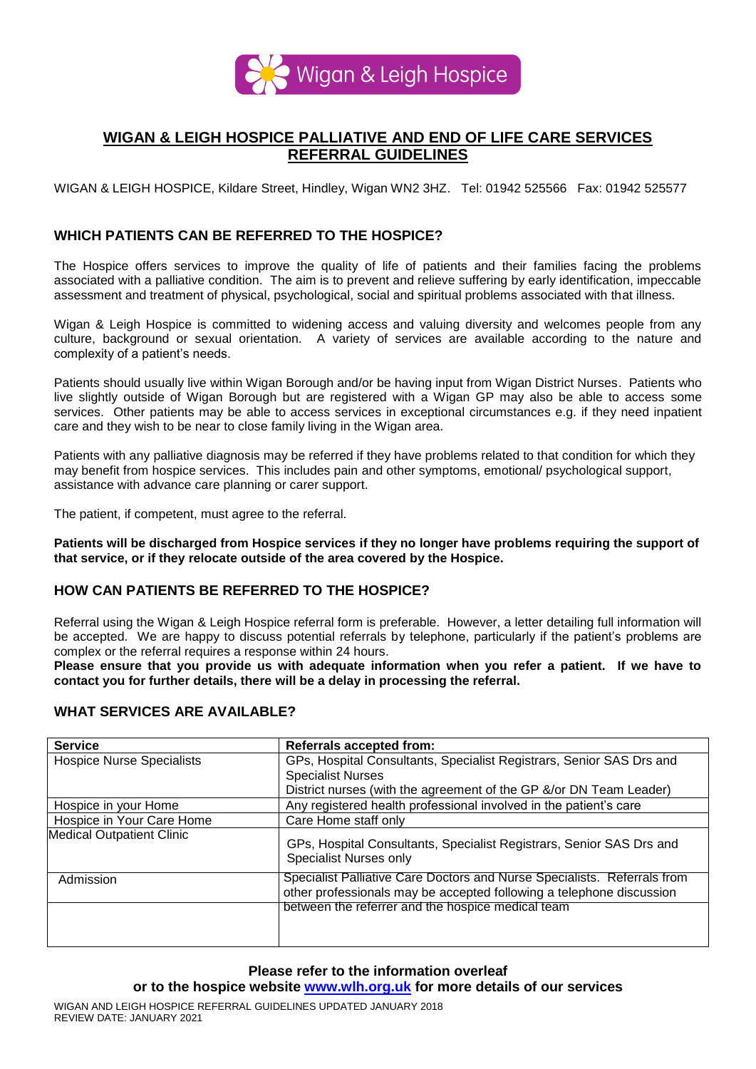Wigan & Leigh Hospice

# WIGAN & LEIGH HOSPICE PALLIATIVE AND END OF LIFE CARE SERVICES REFERRAL GUIDELINES

WIGAN & LEIGH HOSPICE, Kildare Street, Hindley, Wigan WN2 3HZ. Tel: 01942 525566 Fax: 01942 525577

## WHICH PATIENTS CAN BE REFERRED TO THE HOSPICE?

The Hospice offers services to improve the quality of life of patients and their families facing the problems associated with a palliative condition. The aim is to prevent and relieve suffering by early identification, impeccable assessment and treatment of physical, psychological, social and spiritual problems associated with that illness.

Wigan & Leigh Hospice is committed to widening access and valuing diversity and welcomes people from any culture, background or sexual orientation. A variety of services are available according to the nature and complexity of a patient's needs.

Patients should usually live within Wigan Borough and/or be having input from Wigan District Nurses. Patients who live slightly outside of Wigan Borough but are registered with a Wigan GP may also be able to access some services. Other patients may be able to access services in exceptional circumstances e.g. if they need inpatient care and they wish to be near to close family living in the Wigan area.

Patients with any palliative diagnosis may be referred if they have problems related to that condition for which they may benefit from hospice services. This includes pain and other symptoms, emotional/ psychological support, assistance with advance care planning or carer support.

The patient, if competent, must agree to the referral.

**Patients will be discharged from Hospice services if they no longer have problems requiring the support of that service, or if they relocate outside of the area covered by the Hospice.**

## HOW CAN PATIENTS BE REFERRED TO THE HOSPICE?

Referral using the Wigan & Leigh Hospice referral form is preferable. However, a letter detailing full information will be accepted. We are happy to discuss potential referrals by telephone, particularly if the patient's problems are complex or the referral requires a response within 24 hours.

**Please ensure that you provide us with adequate information when you refer a patient. If we have to contact you for further details, there will be a delay in processing the referral.**

## WHAT SERVICES ARE AVAILABLE?

| Service | Referrals accepted from: |
|---|---|
| Hospice Nurse Specialists | GPs, Hospital Consultants, Specialist Registrars, Senior SAS Drs and Specialist Nurses<br>District nurses (with the agreement of the GP &/or DN Team Leader) |
| Hospice in your Home | Any registered health professional involved in the patient's care |
| Hospice in Your Care Home | Care Home staff only |
| Medical Outpatient Clinic | GPs, Hospital Consultants, Specialist Registrars, Senior SAS Drs and Specialist Nurses only |
| Admission | Specialist Palliative Care Doctors and Nurse Specialists. Referrals from other professionals may be accepted following a telephone discussion between the referrer and the hospice medical team |

**Please refer to the information overleaf**
**or to the hospice website [www.wlh.org.uk](http://www.wlh.org.uk) for more details of our services**

WIGAN AND LEIGH HOSPICE REFERRAL GUIDELINES UPDATED JANUARY 2018
REVIEW DATE: JANUARY 2021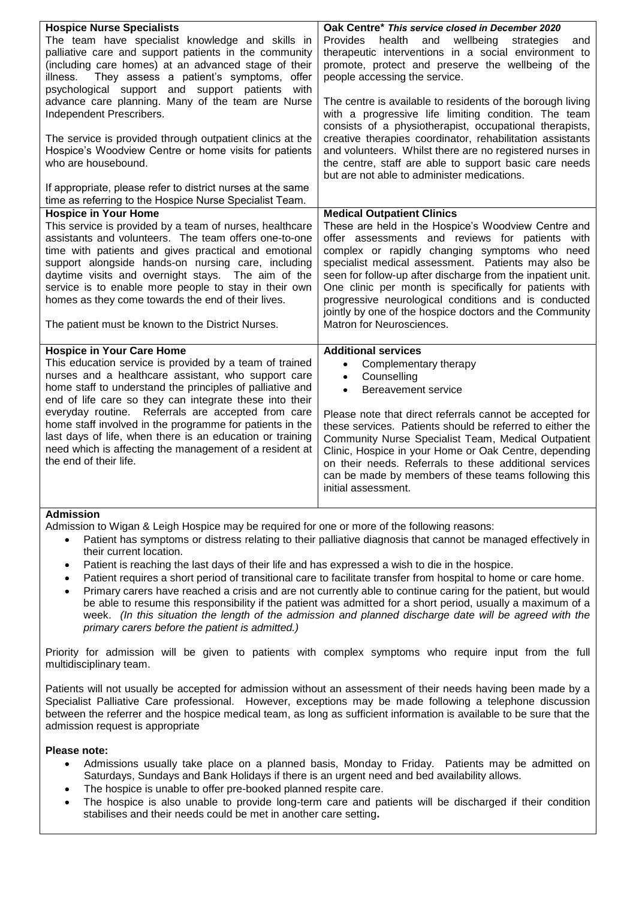**Hospice Nurse Specialists**

The team have specialist knowledge and skills in palliative care and support patients in the community (including care homes) at an advanced stage of their illness. They assess a patient's symptoms, offer psychological support and support patients with advance care planning. Many of the team are Nurse Independent Prescribers.

The service is provided through outpatient clinics at the Hospice's Woodview Centre or home visits for patients who are housebound.

If appropriate, please refer to district nurses at the same time as referring to the Hospice Nurse Specialist Team.

**Oak Centre*** ***This service closed in December 2020***

Provides health and wellbeing strategies and therapeutic interventions in a social environment to promote, protect and preserve the wellbeing of the people accessing the service.

The centre is available to residents of the borough living with a progressive life limiting condition. The team consists of a physiotherapist, occupational therapists, creative therapies coordinator, rehabilitation assistants and volunteers. Whilst there are no registered nurses in the centre, staff are able to support basic care needs but are not able to administer medications.

**Hospice in Your Home**

This service is provided by a team of nurses, healthcare assistants and volunteers. The team offers one-to-one time with patients and gives practical and emotional support alongside hands-on nursing care, including daytime visits and overnight stays. The aim of the service is to enable more people to stay in their own homes as they come towards the end of their lives.

The patient must be known to the District Nurses.

**Medical Outpatient Clinics**

These are held in the Hospice's Woodview Centre and offer assessments and reviews for patients with complex or rapidly changing symptoms who need specialist medical assessment. Patients may also be seen for follow-up after discharge from the inpatient unit. One clinic per month is specifically for patients with progressive neurological conditions and is conducted jointly by one of the hospice doctors and the Community Matron for Neurosciences.

**Hospice in Your Care Home**

This education service is provided by a team of trained nurses and a healthcare assistant, who support care home staff to understand the principles of palliative and end of life care so they can integrate these into their everyday routine. Referrals are accepted from care home staff involved in the programme for patients in the last days of life, when there is an education or training need which is affecting the management of a resident at the end of their life.

**Additional services**

- Complementary therapy
- Counselling
- Bereavement service

Please note that direct referrals cannot be accepted for these services. Patients should be referred to either the Community Nurse Specialist Team, Medical Outpatient Clinic, Hospice in your Home or Oak Centre, depending on their needs. Referrals to these additional services can be made by members of these teams following this initial assessment.

**Admission**

Admission to Wigan & Leigh Hospice may be required for one or more of the following reasons:

- Patient has symptoms or distress relating to their palliative diagnosis that cannot be managed effectively in their current location.
- Patient is reaching the last days of their life and has expressed a wish to die in the hospice.
- Patient requires a short period of transitional care to facilitate transfer from hospital to home or care home.
- Primary carers have reached a crisis and are not currently able to continue caring for the patient, but would be able to resume this responsibility if the patient was admitted for a short period, usually a maximum of a week. *(In this situation the length of the admission and planned discharge date will be agreed with the primary carers before the patient is admitted.)*

Priority for admission will be given to patients with complex symptoms who require input from the full multidisciplinary team.

Patients will not usually be accepted for admission without an assessment of their needs having been made by a Specialist Palliative Care professional. However, exceptions may be made following a telephone discussion between the referrer and the hospice medical team, as long as sufficient information is available to be sure that the admission request is appropriate

**Please note:**

- Admissions usually take place on a planned basis, Monday to Friday. Patients may be admitted on Saturdays, Sundays and Bank Holidays if there is an urgent need and bed availability allows.
- The hospice is unable to offer pre-booked planned respite care.
- The hospice is also unable to provide long-term care and patients will be discharged if their condition stabilises and their needs could be met in another care setting**.**